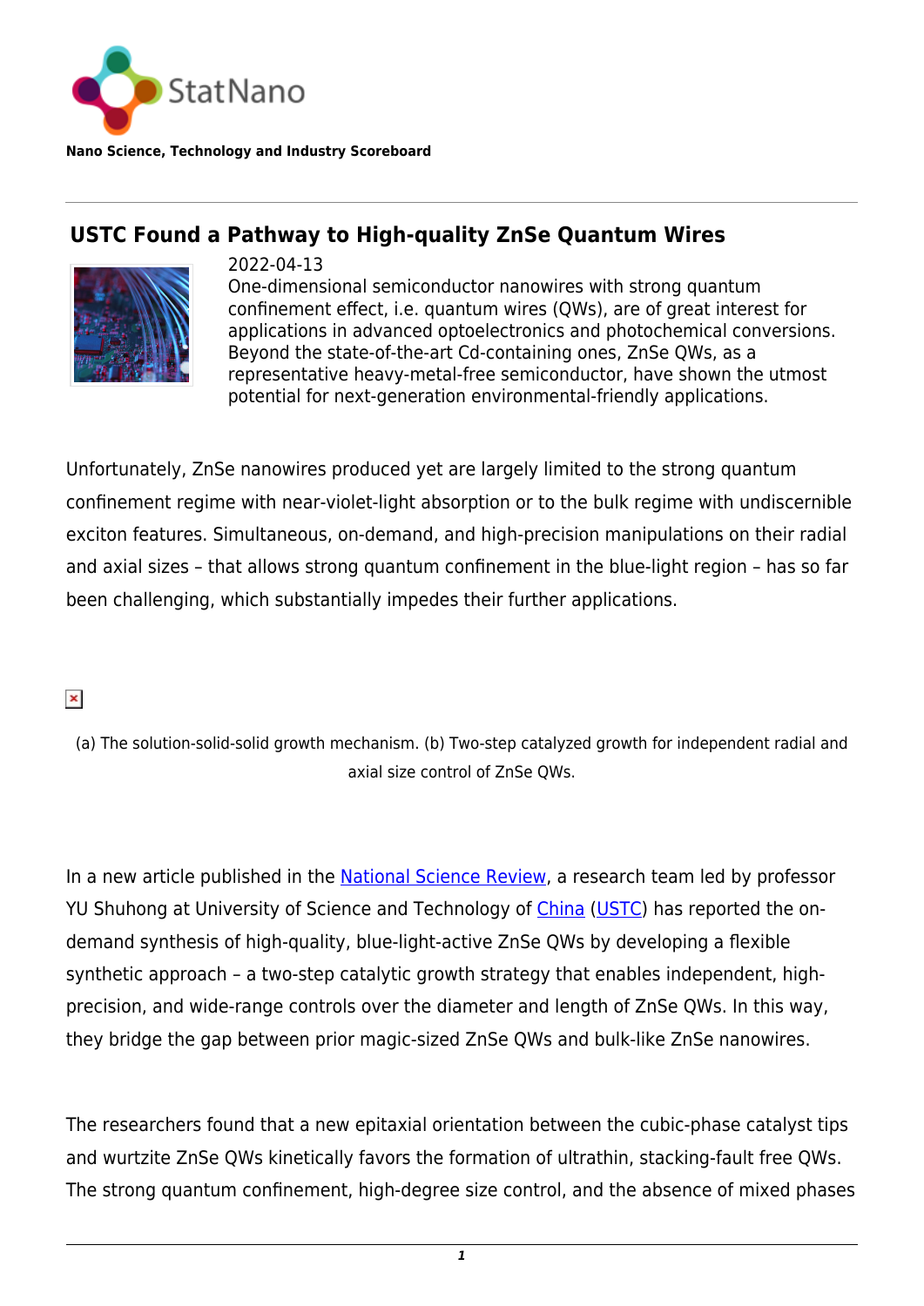StatNano

**Nano Science, Technology and Industry Scoreboard**

## USTC Found a Pathway to High-quality ZnSe Quantum Wires

2022-04-13

One-dimensional semiconductor nanowires with strong quantum confinement effect, i.e. quantum wires (QWs), are of great interest for applications in advanced optoelectronics and photochemical conversions. Beyond the state-of-the-art Cd-containing ones, ZnSe QWs, as a representative heavy-metal-free semiconductor, have shown the utmost potential for next-generation environmental-friendly applications.

Unfortunately, ZnSe nanowires produced yet are largely limited to the strong quantum confinement regime with near-violet-light absorption or to the bulk regime with undiscernible exciton features. Simultaneous, on-demand, and high-precision manipulations on their radial and axial sizes – that allows strong quantum confinement in the blue-light region – has so far been challenging, which substantially impedes their further applications.

(a) The solution-solid-solid growth mechanism. (b) Two-step catalyzed growth for independent radial and axial size control of ZnSe QWs.

In a new article published in the National Science Review, a research team led by professor YU Shuhong at University of Science and Technology of China (USTC) has reported the on-demand synthesis of high-quality, blue-light-active ZnSe QWs by developing a flexible synthetic approach – a two-step catalytic growth strategy that enables independent, high-precision, and wide-range controls over the diameter and length of ZnSe QWs. In this way, they bridge the gap between prior magic-sized ZnSe QWs and bulk-like ZnSe nanowires.

The researchers found that a new epitaxial orientation between the cubic-phase catalyst tips and wurtzite ZnSe QWs kinetically favors the formation of ultrathin, stacking-fault free QWs. The strong quantum confinement, high-degree size control, and the absence of mixed phases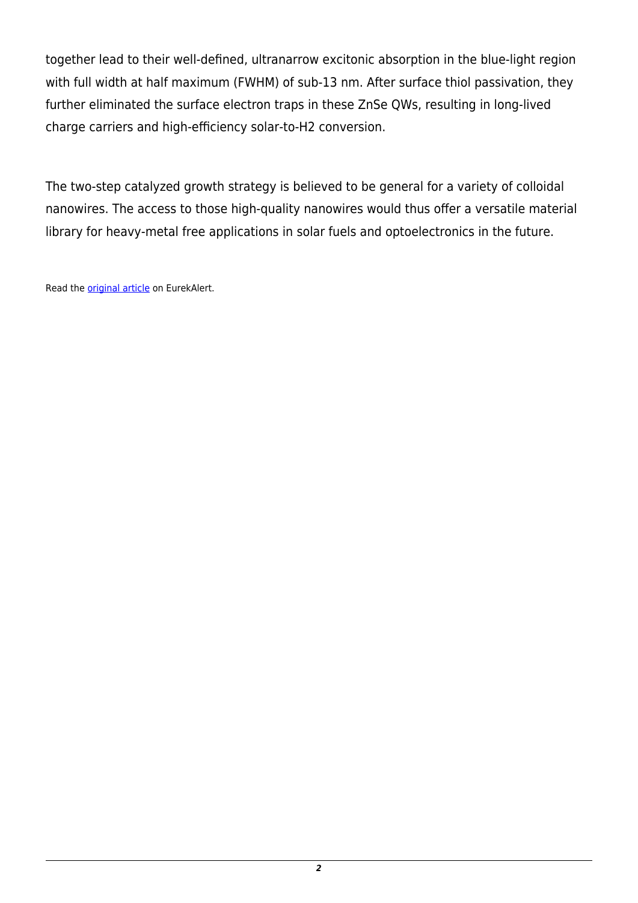together lead to their well-defined, ultranarrow excitonic absorption in the blue-light region with full width at half maximum (FWHM) of sub-13 nm. After surface thiol passivation, they further eliminated the surface electron traps in these ZnSe QWs, resulting in long-lived charge carriers and high-efficiency solar-to-$H_2$ conversion.

The two-step catalyzed growth strategy is believed to be general for a variety of colloidal nanowires. The access to those high-quality nanowires would thus offer a versatile material library for heavy-metal free applications in solar fuels and optoelectronics in the future.

Read the original article on EurekAlert.